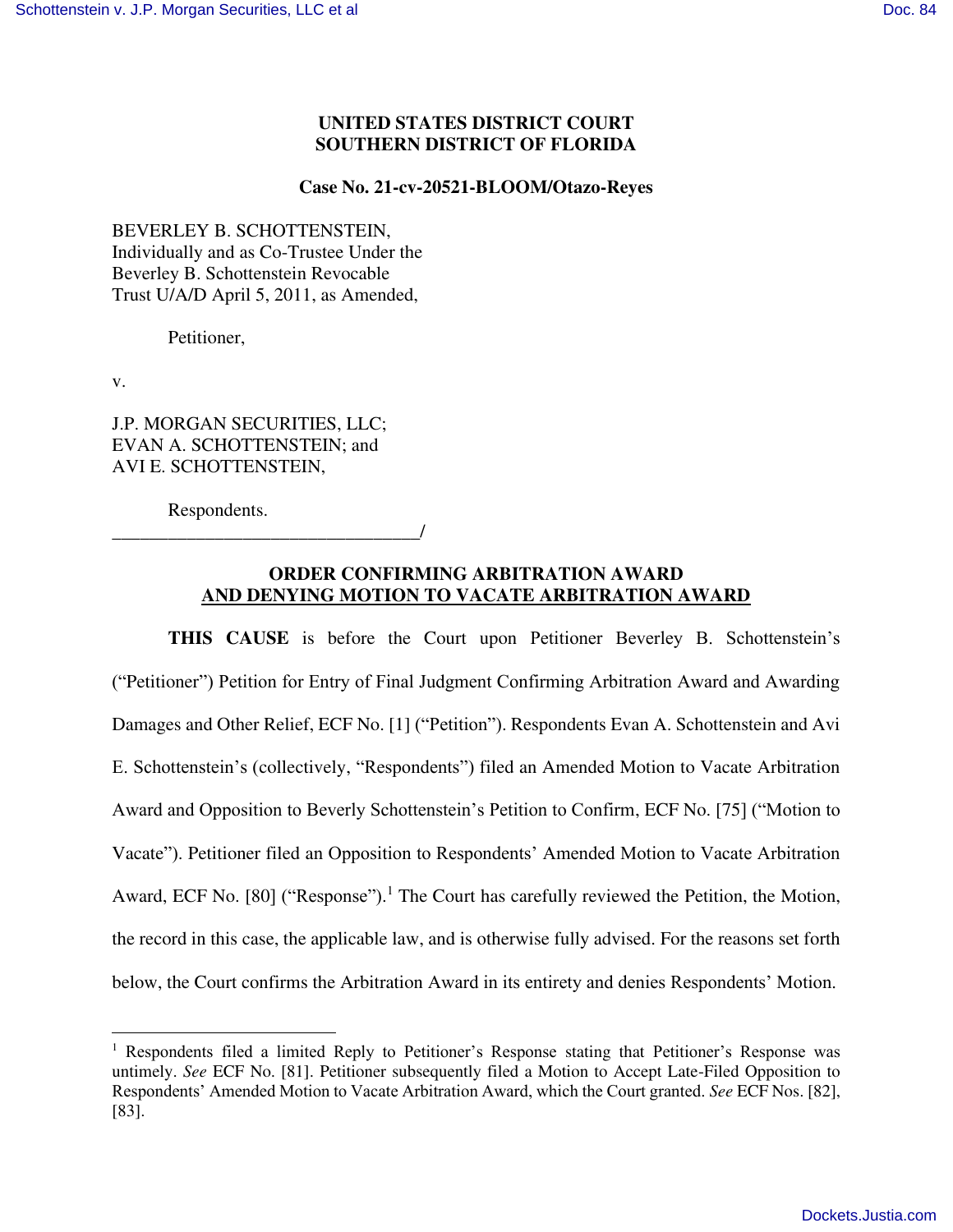**UNITED STATES DISTRICT COURT**
**SOUTHERN DISTRICT OF FLORIDA**

**Case No. 21-cv-20521-BLOOM/Otazo-Reyes**

BEVERLEY B. SCHOTTENSTEIN,
Individually and as Co-Trustee Under the
Beverley B. Schottenstein Revocable
Trust U/A/D April 5, 2011, as Amended,

Petitioner,

v.

J.P. MORGAN SECURITIES, LLC;
EVAN A. SCHOTTENSTEIN; and
AVI E. SCHOTTENSTEIN,

Respondents.
_________________________________/

**ORDER CONFIRMING ARBITRATION AWARD**
**AND DENYING MOTION TO VACATE ARBITRATION AWARD**

**THIS CAUSE** is before the Court upon Petitioner Beverley B. Schottenstein's ("Petitioner") Petition for Entry of Final Judgment Confirming Arbitration Award and Awarding Damages and Other Relief, ECF No. [1] ("Petition"). Respondents Evan A. Schottenstein and Avi E. Schottenstein's (collectively, "Respondents") filed an Amended Motion to Vacate Arbitration Award and Opposition to Beverly Schottenstein's Petition to Confirm, ECF No. [75] ("Motion to Vacate"). Petitioner filed an Opposition to Respondents' Amended Motion to Vacate Arbitration Award, ECF No. [80] ("Response").[1] The Court has carefully reviewed the Petition, the Motion, the record in this case, the applicable law, and is otherwise fully advised. For the reasons set forth below, the Court confirms the Arbitration Award in its entirety and denies Respondents' Motion.

---

[1] Respondents filed a limited Reply to Petitioner's Response stating that Petitioner's Response was untimely. *See* ECF No. [81]. Petitioner subsequently filed a Motion to Accept Late-Filed Opposition to Respondents' Amended Motion to Vacate Arbitration Award, which the Court granted. *See* ECF Nos. [82], [83].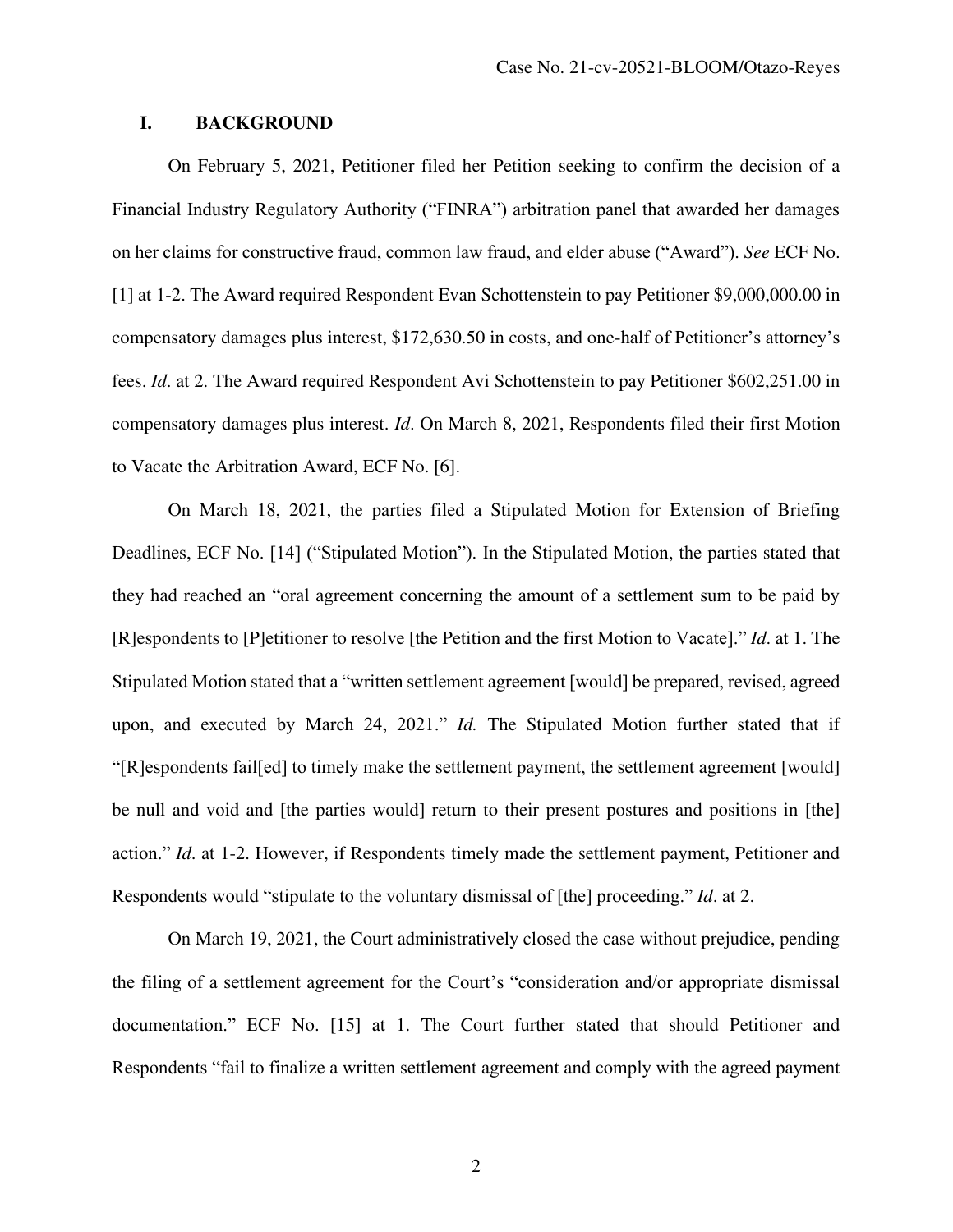## I. BACKGROUND

On February 5, 2021, Petitioner filed her Petition seeking to confirm the decision of a Financial Industry Regulatory Authority ("FINRA") arbitration panel that awarded her damages on her claims for constructive fraud, common law fraud, and elder abuse ("Award"). *See* ECF No. [1] at 1-2. The Award required Respondent Evan Schottenstein to pay Petitioner $9,000,000.00 in compensatory damages plus interest, $172,630.50 in costs, and one-half of Petitioner's attorney's fees. *Id*. at 2. The Award required Respondent Avi Schottenstein to pay Petitioner $602,251.00 in compensatory damages plus interest. *Id*. On March 8, 2021, Respondents filed their first Motion to Vacate the Arbitration Award, ECF No. [6].

On March 18, 2021, the parties filed a Stipulated Motion for Extension of Briefing Deadlines, ECF No. [14] ("Stipulated Motion"). In the Stipulated Motion, the parties stated that they had reached an "oral agreement concerning the amount of a settlement sum to be paid by [R]espondents to [P]etitioner to resolve [the Petition and the first Motion to Vacate]." *Id*. at 1. The Stipulated Motion stated that a "written settlement agreement [would] be prepared, revised, agreed upon, and executed by March 24, 2021." *Id.* The Stipulated Motion further stated that if "[R]espondents fail[ed] to timely make the settlement payment, the settlement agreement [would] be null and void and [the parties would] return to their present postures and positions in [the] action." *Id*. at 1-2. However, if Respondents timely made the settlement payment, Petitioner and Respondents would "stipulate to the voluntary dismissal of [the] proceeding." *Id*. at 2.

On March 19, 2021, the Court administratively closed the case without prejudice, pending the filing of a settlement agreement for the Court's "consideration and/or appropriate dismissal documentation." ECF No. [15] at 1. The Court further stated that should Petitioner and Respondents "fail to finalize a written settlement agreement and comply with the agreed payment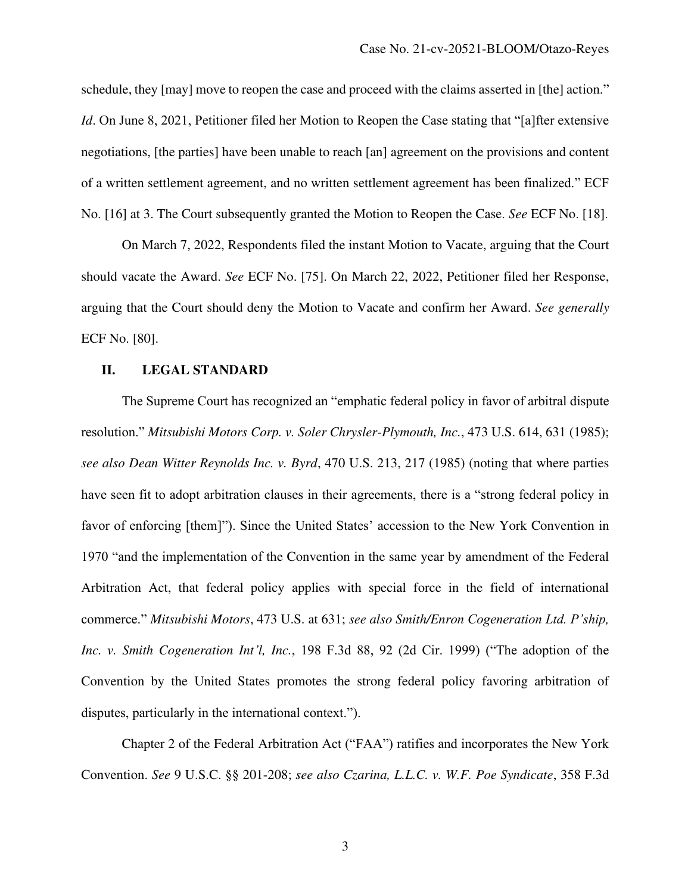schedule, they [may] move to reopen the case and proceed with the claims asserted in [the] action." *Id*. On June 8, 2021, Petitioner filed her Motion to Reopen the Case stating that "[a]fter extensive negotiations, [the parties] have been unable to reach [an] agreement on the provisions and content of a written settlement agreement, and no written settlement agreement has been finalized." ECF No. [16] at 3. The Court subsequently granted the Motion to Reopen the Case. *See* ECF No. [18].

On March 7, 2022, Respondents filed the instant Motion to Vacate, arguing that the Court should vacate the Award. *See* ECF No. [75]. On March 22, 2022, Petitioner filed her Response, arguing that the Court should deny the Motion to Vacate and confirm her Award. *See generally* ECF No. [80].

## II. LEGAL STANDARD

The Supreme Court has recognized an "emphatic federal policy in favor of arbitral dispute resolution." *Mitsubishi Motors Corp. v. Soler Chrysler-Plymouth, Inc.*, 473 U.S. 614, 631 (1985); *see also Dean Witter Reynolds Inc. v. Byrd*, 470 U.S. 213, 217 (1985) (noting that where parties have seen fit to adopt arbitration clauses in their agreements, there is a "strong federal policy in favor of enforcing [them]"). Since the United States' accession to the New York Convention in 1970 "and the implementation of the Convention in the same year by amendment of the Federal Arbitration Act, that federal policy applies with special force in the field of international commerce." *Mitsubishi Motors*, 473 U.S. at 631; *see also Smith/Enron Cogeneration Ltd. P'ship, Inc. v. Smith Cogeneration Int'l, Inc.*, 198 F.3d 88, 92 (2d Cir. 1999) ("The adoption of the Convention by the United States promotes the strong federal policy favoring arbitration of disputes, particularly in the international context.").

Chapter 2 of the Federal Arbitration Act ("FAA") ratifies and incorporates the New York Convention. *See* 9 U.S.C. §§ 201-208; *see also Czarina, L.L.C. v. W.F. Poe Syndicate*, 358 F.3d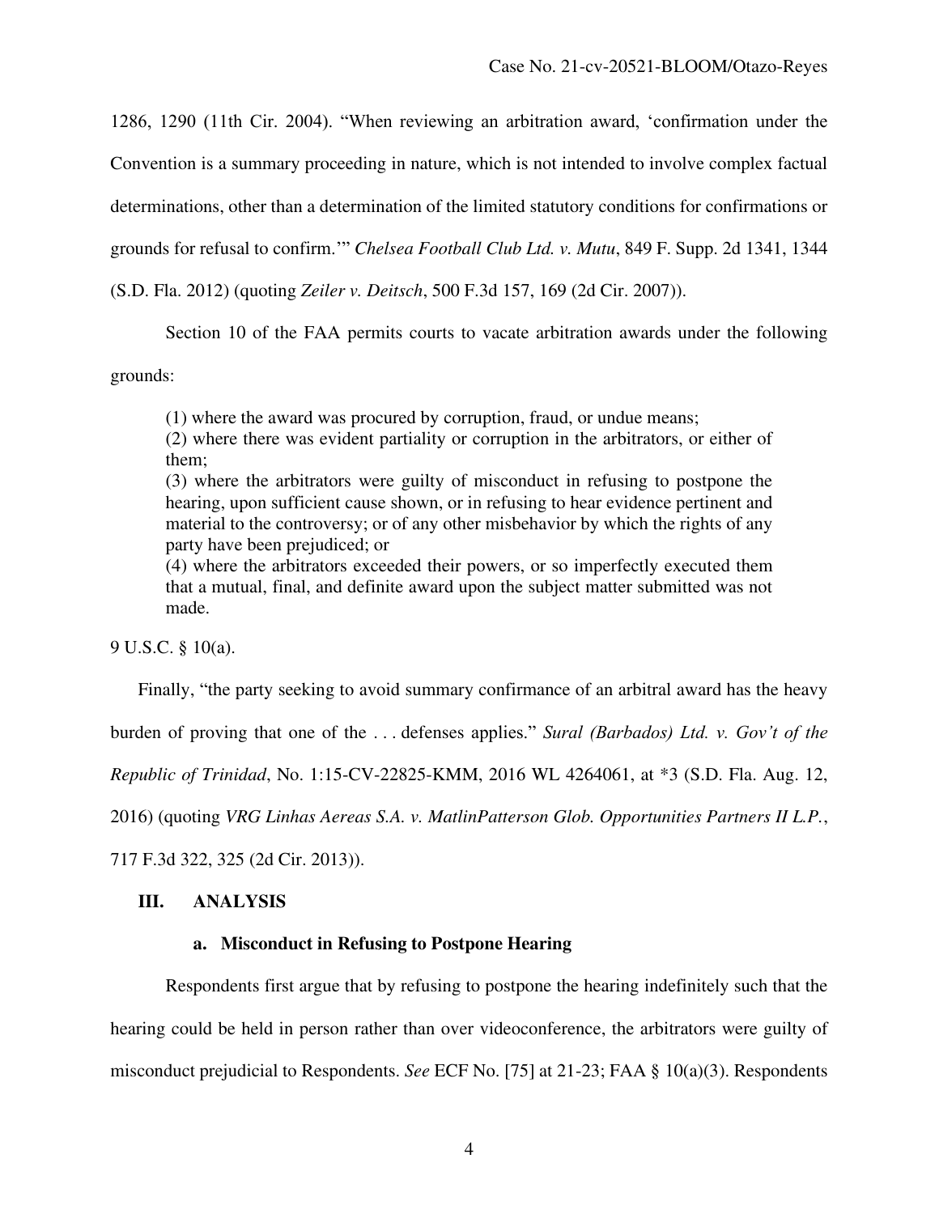1286, 1290 (11th Cir. 2004). "When reviewing an arbitration award, 'confirmation under the Convention is a summary proceeding in nature, which is not intended to involve complex factual determinations, other than a determination of the limited statutory conditions for confirmations or grounds for refusal to confirm.'" *Chelsea Football Club Ltd. v. Mutu*, 849 F. Supp. 2d 1341, 1344 (S.D. Fla. 2012) (quoting *Zeiler v. Deitsch*, 500 F.3d 157, 169 (2d Cir. 2007)).

Section 10 of the FAA permits courts to vacate arbitration awards under the following grounds:

> (1) where the award was procured by corruption, fraud, or undue means;
> (2) where there was evident partiality or corruption in the arbitrators, or either of them;
> (3) where the arbitrators were guilty of misconduct in refusing to postpone the hearing, upon sufficient cause shown, or in refusing to hear evidence pertinent and material to the controversy; or of any other misbehavior by which the rights of any party have been prejudiced; or
> (4) where the arbitrators exceeded their powers, or so imperfectly executed them that a mutual, final, and definite award upon the subject matter submitted was not made.

9 U.S.C. § 10(a).

Finally, "the party seeking to avoid summary confirmance of an arbitral award has the heavy burden of proving that one of the . . . defenses applies." *Sural (Barbados) Ltd. v. Gov't of the Republic of Trinidad*, No. 1:15-CV-22825-KMM, 2016 WL 4264061, at *3 (S.D. Fla. Aug. 12, 2016) (quoting *VRG Linhas Aereas S.A. v. MatlinPatterson Glob. Opportunities Partners II L.P.*, 717 F.3d 322, 325 (2d Cir. 2013)).

## III. ANALYSIS

### a. Misconduct in Refusing to Postpone Hearing

Respondents first argue that by refusing to postpone the hearing indefinitely such that the hearing could be held in person rather than over videoconference, the arbitrators were guilty of misconduct prejudicial to Respondents. *See* ECF No. [75] at 21-23; FAA § 10(a)(3). Respondents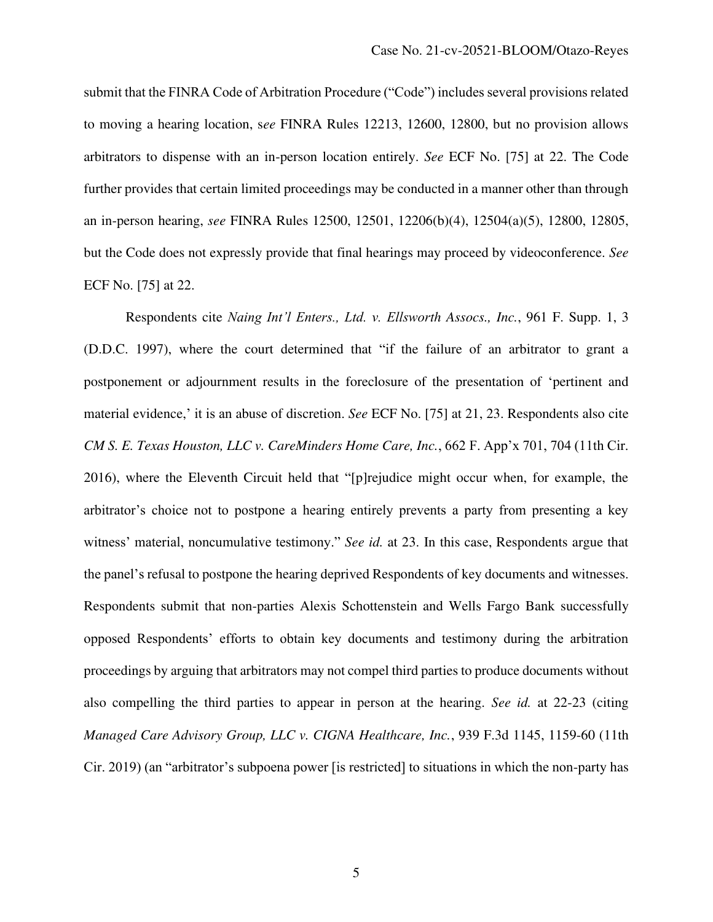submit that the FINRA Code of Arbitration Procedure ("Code") includes several provisions related to moving a hearing location, s*ee* FINRA Rules 12213, 12600, 12800, but no provision allows arbitrators to dispense with an in-person location entirely. *See* ECF No. [75] at 22. The Code further provides that certain limited proceedings may be conducted in a manner other than through an in-person hearing, *see* FINRA Rules 12500, 12501, 12206(b)(4), 12504(a)(5), 12800, 12805, but the Code does not expressly provide that final hearings may proceed by videoconference. *See* ECF No. [75] at 22.

Respondents cite *Naing Int'l Enters., Ltd. v. Ellsworth Assocs., Inc.*, 961 F. Supp. 1, 3 (D.D.C. 1997), where the court determined that "if the failure of an arbitrator to grant a postponement or adjournment results in the foreclosure of the presentation of 'pertinent and material evidence,' it is an abuse of discretion. *See* ECF No. [75] at 21, 23. Respondents also cite *CM S. E. Texas Houston, LLC v. CareMinders Home Care, Inc.*, 662 F. App'x 701, 704 (11th Cir. 2016), where the Eleventh Circuit held that "[p]rejudice might occur when, for example, the arbitrator's choice not to postpone a hearing entirely prevents a party from presenting a key witness' material, noncumulative testimony." *See id.* at 23. In this case, Respondents argue that the panel's refusal to postpone the hearing deprived Respondents of key documents and witnesses. Respondents submit that non-parties Alexis Schottenstein and Wells Fargo Bank successfully opposed Respondents' efforts to obtain key documents and testimony during the arbitration proceedings by arguing that arbitrators may not compel third parties to produce documents without also compelling the third parties to appear in person at the hearing. *See id.* at 22-23 (citing *Managed Care Advisory Group, LLC v. CIGNA Healthcare, Inc.*, 939 F.3d 1145, 1159-60 (11th Cir. 2019) (an "arbitrator's subpoena power [is restricted] to situations in which the non-party has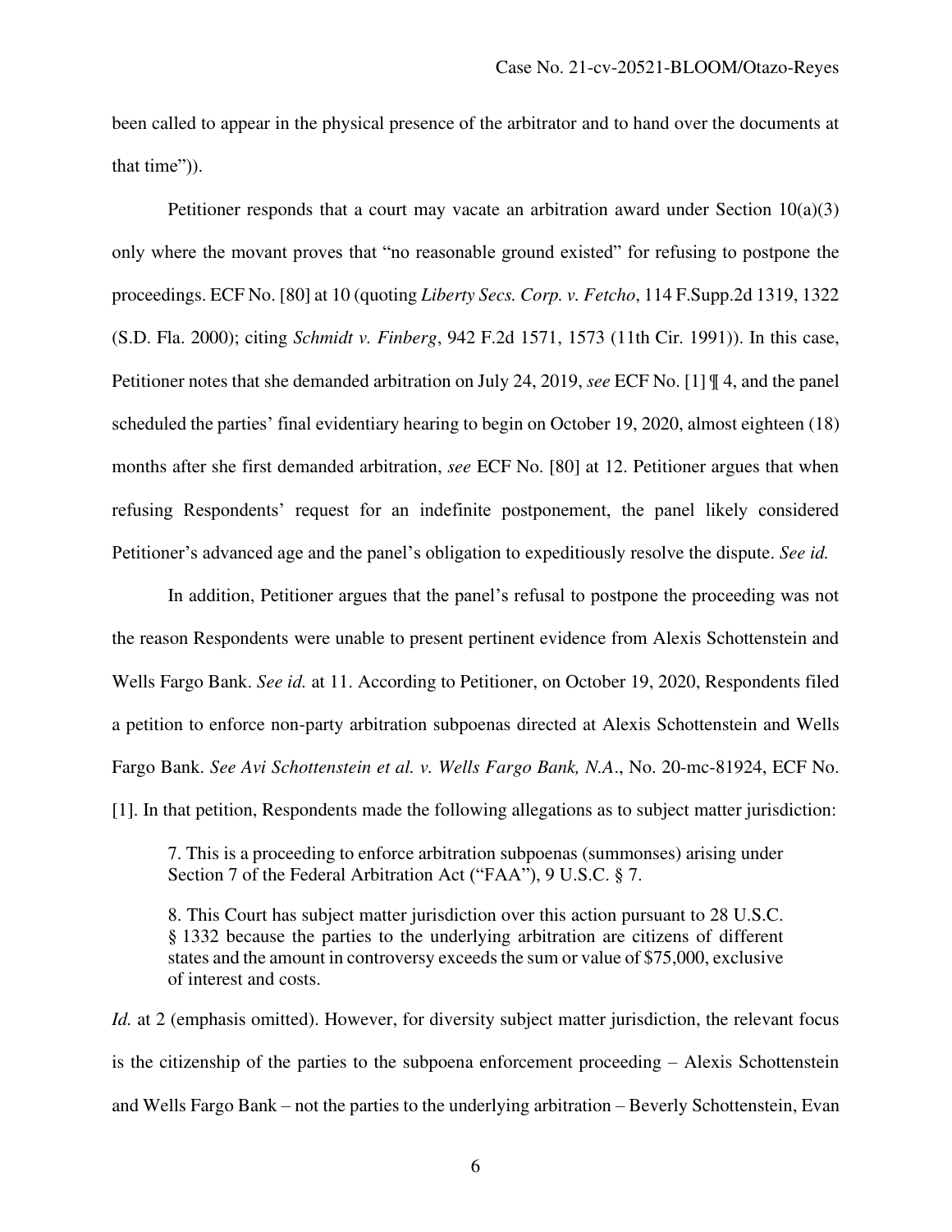been called to appear in the physical presence of the arbitrator and to hand over the documents at that time")).

Petitioner responds that a court may vacate an arbitration award under Section 10(a)(3) only where the movant proves that "no reasonable ground existed" for refusing to postpone the proceedings. ECF No. [80] at 10 (quoting *Liberty Secs. Corp. v. Fetcho*, 114 F.Supp.2d 1319, 1322 (S.D. Fla. 2000); citing *Schmidt v. Finberg*, 942 F.2d 1571, 1573 (11th Cir. 1991)). In this case, Petitioner notes that she demanded arbitration on July 24, 2019, *see* ECF No. [1] ¶ 4, and the panel scheduled the parties' final evidentiary hearing to begin on October 19, 2020, almost eighteen (18) months after she first demanded arbitration, *see* ECF No. [80] at 12. Petitioner argues that when refusing Respondents' request for an indefinite postponement, the panel likely considered Petitioner's advanced age and the panel's obligation to expeditiously resolve the dispute. *See id.*

In addition, Petitioner argues that the panel's refusal to postpone the proceeding was not the reason Respondents were unable to present pertinent evidence from Alexis Schottenstein and Wells Fargo Bank. *See id.* at 11. According to Petitioner, on October 19, 2020, Respondents filed a petition to enforce non-party arbitration subpoenas directed at Alexis Schottenstein and Wells Fargo Bank. *See Avi Schottenstein et al. v. Wells Fargo Bank, N.A.*, No. 20-mc-81924, ECF No. [1]. In that petition, Respondents made the following allegations as to subject matter jurisdiction:

> 7. This is a proceeding to enforce arbitration subpoenas (summonses) arising under Section 7 of the Federal Arbitration Act ("FAA"), 9 U.S.C. § 7.
>
> 8. This Court has subject matter jurisdiction over this action pursuant to 28 U.S.C. § 1332 because the parties to the underlying arbitration are citizens of different states and the amount in controversy exceeds the sum or value of $75,000, exclusive of interest and costs.

*Id.* at 2 (emphasis omitted). However, for diversity subject matter jurisdiction, the relevant focus is the citizenship of the parties to the subpoena enforcement proceeding – Alexis Schottenstein and Wells Fargo Bank – not the parties to the underlying arbitration – Beverly Schottenstein, Evan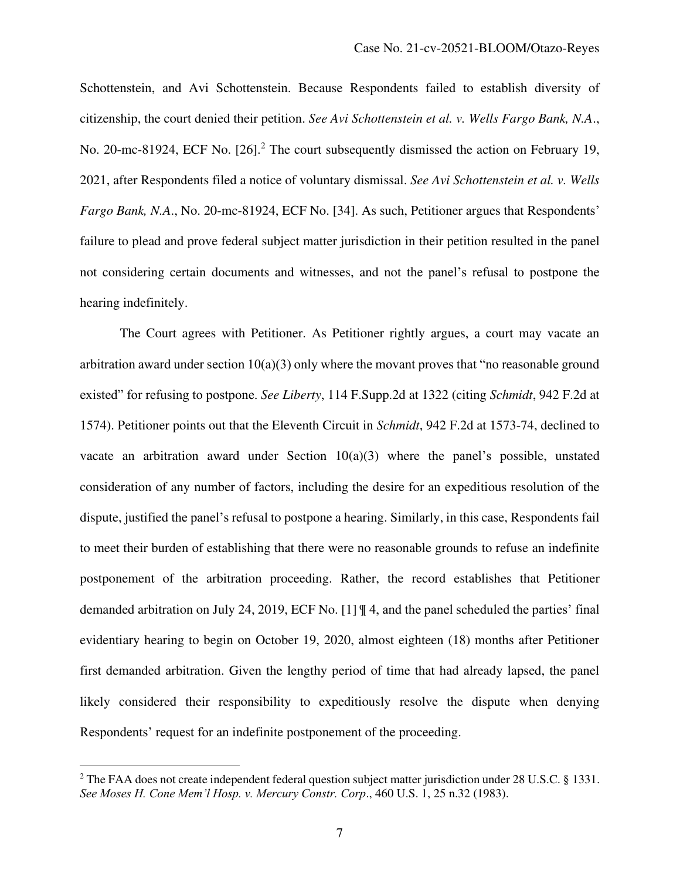Schottenstein, and Avi Schottenstein. Because Respondents failed to establish diversity of citizenship, the court denied their petition. *See Avi Schottenstein et al. v. Wells Fargo Bank, N.A.*, No. 20-mc-81924, ECF No. [26].[2] The court subsequently dismissed the action on February 19, 2021, after Respondents filed a notice of voluntary dismissal. *See Avi Schottenstein et al. v. Wells Fargo Bank, N.A.*, No. 20-mc-81924, ECF No. [34]. As such, Petitioner argues that Respondents' failure to plead and prove federal subject matter jurisdiction in their petition resulted in the panel not considering certain documents and witnesses, and not the panel's refusal to postpone the hearing indefinitely.

The Court agrees with Petitioner. As Petitioner rightly argues, a court may vacate an arbitration award under section 10(a)(3) only where the movant proves that "no reasonable ground existed" for refusing to postpone. *See Liberty*, 114 F.Supp.2d at 1322 (citing *Schmidt*, 942 F.2d at 1574). Petitioner points out that the Eleventh Circuit in *Schmidt*, 942 F.2d at 1573-74, declined to vacate an arbitration award under Section 10(a)(3) where the panel's possible, unstated consideration of any number of factors, including the desire for an expeditious resolution of the dispute, justified the panel's refusal to postpone a hearing. Similarly, in this case, Respondents fail to meet their burden of establishing that there were no reasonable grounds to refuse an indefinite postponement of the arbitration proceeding. Rather, the record establishes that Petitioner demanded arbitration on July 24, 2019, ECF No. [1] ¶ 4, and the panel scheduled the parties' final evidentiary hearing to begin on October 19, 2020, almost eighteen (18) months after Petitioner first demanded arbitration. Given the lengthy period of time that had already lapsed, the panel likely considered their responsibility to expeditiously resolve the dispute when denying Respondents' request for an indefinite postponement of the proceeding.

---

[2] The FAA does not create independent federal question subject matter jurisdiction under 28 U.S.C. § 1331. *See Moses H. Cone Mem'l Hosp. v. Mercury Constr. Corp.*, 460 U.S. 1, 25 n.32 (1983).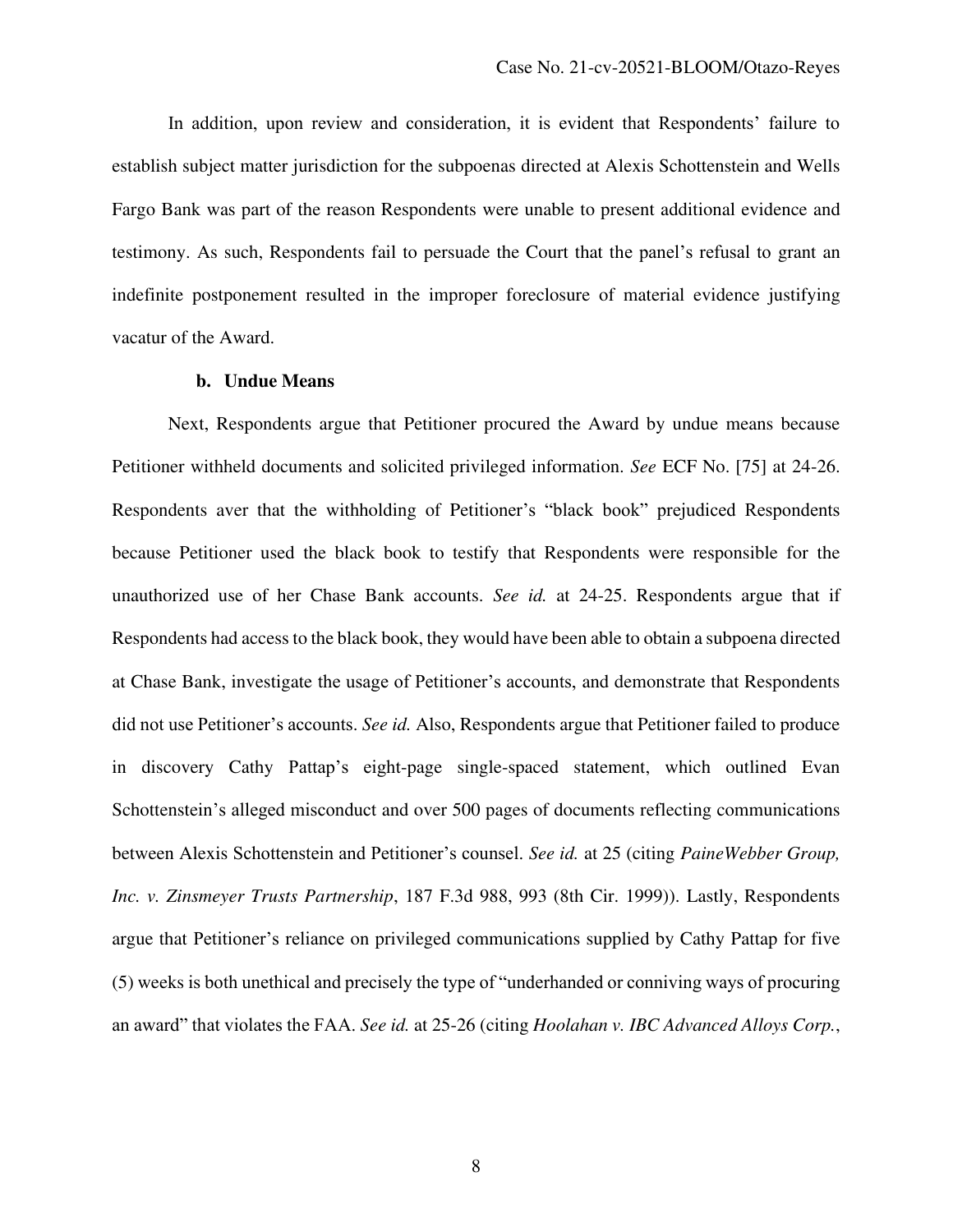In addition, upon review and consideration, it is evident that Respondents' failure to establish subject matter jurisdiction for the subpoenas directed at Alexis Schottenstein and Wells Fargo Bank was part of the reason Respondents were unable to present additional evidence and testimony. As such, Respondents fail to persuade the Court that the panel's refusal to grant an indefinite postponement resulted in the improper foreclosure of material evidence justifying vacatur of the Award.

**b. Undue Means**

Next, Respondents argue that Petitioner procured the Award by undue means because Petitioner withheld documents and solicited privileged information. *See* ECF No. [75] at 24-26. Respondents aver that the withholding of Petitioner's "black book" prejudiced Respondents because Petitioner used the black book to testify that Respondents were responsible for the unauthorized use of her Chase Bank accounts. *See id.* at 24-25. Respondents argue that if Respondents had access to the black book, they would have been able to obtain a subpoena directed at Chase Bank, investigate the usage of Petitioner's accounts, and demonstrate that Respondents did not use Petitioner's accounts. *See id.* Also, Respondents argue that Petitioner failed to produce in discovery Cathy Pattap's eight-page single-spaced statement, which outlined Evan Schottenstein's alleged misconduct and over 500 pages of documents reflecting communications between Alexis Schottenstein and Petitioner's counsel. *See id.* at 25 (citing *PaineWebber Group, Inc. v. Zinsmeyer Trusts Partnership*, 187 F.3d 988, 993 (8th Cir. 1999)). Lastly, Respondents argue that Petitioner's reliance on privileged communications supplied by Cathy Pattap for five (5) weeks is both unethical and precisely the type of "underhanded or conniving ways of procuring an award" that violates the FAA. *See id.* at 25-26 (citing *Hoolahan v. IBC Advanced Alloys Corp.*,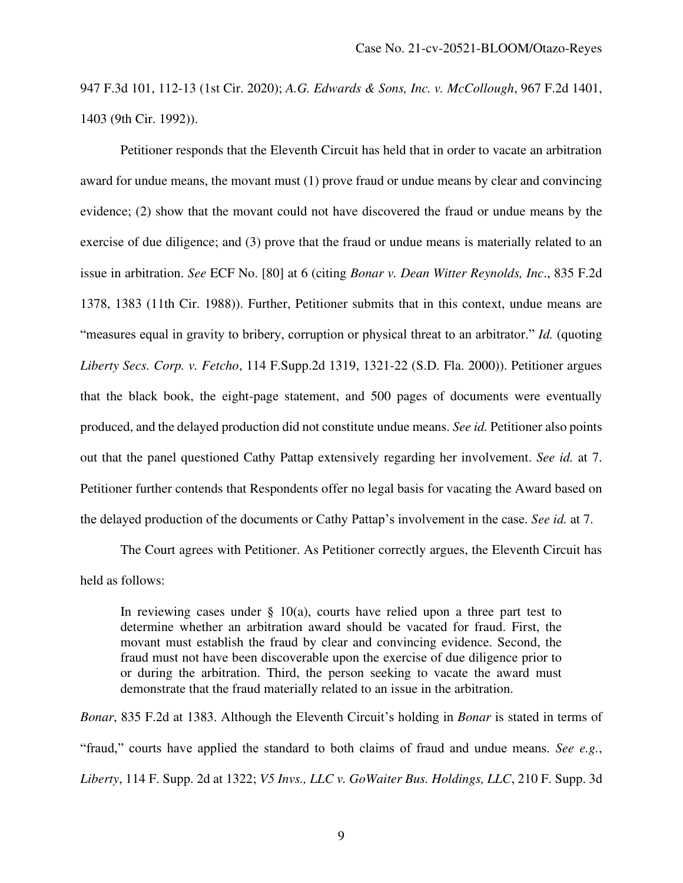947 F.3d 101, 112-13 (1st Cir. 2020); *A.G. Edwards & Sons, Inc. v. McCollough*, 967 F.2d 1401, 1403 (9th Cir. 1992)).

Petitioner responds that the Eleventh Circuit has held that in order to vacate an arbitration award for undue means, the movant must (1) prove fraud or undue means by clear and convincing evidence; (2) show that the movant could not have discovered the fraud or undue means by the exercise of due diligence; and (3) prove that the fraud or undue means is materially related to an issue in arbitration. *See* ECF No. [80] at 6 (citing *Bonar v. Dean Witter Reynolds, Inc*., 835 F.2d 1378, 1383 (11th Cir. 1988)). Further, Petitioner submits that in this context, undue means are "measures equal in gravity to bribery, corruption or physical threat to an arbitrator." *Id.* (quoting *Liberty Secs. Corp. v. Fetcho*, 114 F.Supp.2d 1319, 1321-22 (S.D. Fla. 2000)). Petitioner argues that the black book, the eight-page statement, and 500 pages of documents were eventually produced, and the delayed production did not constitute undue means. *See id.* Petitioner also points out that the panel questioned Cathy Pattap extensively regarding her involvement. *See id.* at 7. Petitioner further contends that Respondents offer no legal basis for vacating the Award based on the delayed production of the documents or Cathy Pattap's involvement in the case. *See id.* at 7.

The Court agrees with Petitioner. As Petitioner correctly argues, the Eleventh Circuit has held as follows:

> In reviewing cases under § 10(a), courts have relied upon a three part test to determine whether an arbitration award should be vacated for fraud. First, the movant must establish the fraud by clear and convincing evidence. Second, the fraud must not have been discoverable upon the exercise of due diligence prior to or during the arbitration. Third, the person seeking to vacate the award must demonstrate that the fraud materially related to an issue in the arbitration.

*Bonar*, 835 F.2d at 1383. Although the Eleventh Circuit's holding in *Bonar* is stated in terms of "fraud," courts have applied the standard to both claims of fraud and undue means. *See e.g.*, *Liberty*, 114 F. Supp. 2d at 1322; *V5 Invs., LLC v. GoWaiter Bus. Holdings, LLC*, 210 F. Supp. 3d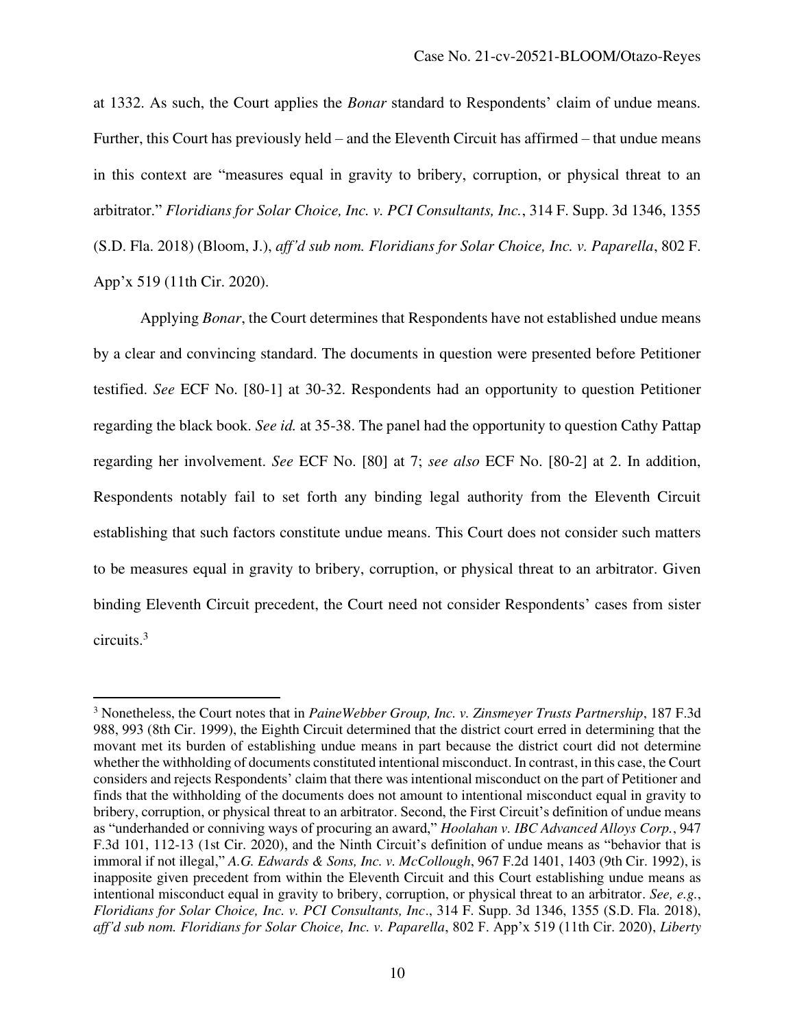at 1332. As such, the Court applies the *Bonar* standard to Respondents' claim of undue means. Further, this Court has previously held – and the Eleventh Circuit has affirmed – that undue means in this context are "measures equal in gravity to bribery, corruption, or physical threat to an arbitrator." *Floridians for Solar Choice, Inc. v. PCI Consultants, Inc.*, 314 F. Supp. 3d 1346, 1355 (S.D. Fla. 2018) (Bloom, J.), *aff'd sub nom. Floridians for Solar Choice, Inc. v. Paparella*, 802 F. App'x 519 (11th Cir. 2020).

Applying *Bonar*, the Court determines that Respondents have not established undue means by a clear and convincing standard. The documents in question were presented before Petitioner testified. *See* ECF No. [80-1] at 30-32. Respondents had an opportunity to question Petitioner regarding the black book. *See id.* at 35-38. The panel had the opportunity to question Cathy Pattap regarding her involvement. *See* ECF No. [80] at 7; *see also* ECF No. [80-2] at 2. In addition, Respondents notably fail to set forth any binding legal authority from the Eleventh Circuit establishing that such factors constitute undue means. This Court does not consider such matters to be measures equal in gravity to bribery, corruption, or physical threat to an arbitrator. Given binding Eleventh Circuit precedent, the Court need not consider Respondents' cases from sister circuits.[3]

---

[3] Nonetheless, the Court notes that in *PaineWebber Group, Inc. v. Zinsmeyer Trusts Partnership*, 187 F.3d 988, 993 (8th Cir. 1999), the Eighth Circuit determined that the district court erred in determining that the movant met its burden of establishing undue means in part because the district court did not determine whether the withholding of documents constituted intentional misconduct. In contrast, in this case, the Court considers and rejects Respondents' claim that there was intentional misconduct on the part of Petitioner and finds that the withholding of the documents does not amount to intentional misconduct equal in gravity to bribery, corruption, or physical threat to an arbitrator. Second, the First Circuit's definition of undue means as "underhanded or conniving ways of procuring an award," *Hoolahan v. IBC Advanced Alloys Corp.*, 947 F.3d 101, 112-13 (1st Cir. 2020), and the Ninth Circuit's definition of undue means as "behavior that is immoral if not illegal," *A.G. Edwards & Sons, Inc. v. McCollough*, 967 F.2d 1401, 1403 (9th Cir. 1992), is inapposite given precedent from within the Eleventh Circuit and this Court establishing undue means as intentional misconduct equal in gravity to bribery, corruption, or physical threat to an arbitrator. *See, e.g.*, *Floridians for Solar Choice, Inc. v. PCI Consultants, Inc*., 314 F. Supp. 3d 1346, 1355 (S.D. Fla. 2018), *aff'd sub nom. Floridians for Solar Choice, Inc. v. Paparella*, 802 F. App'x 519 (11th Cir. 2020), *Liberty*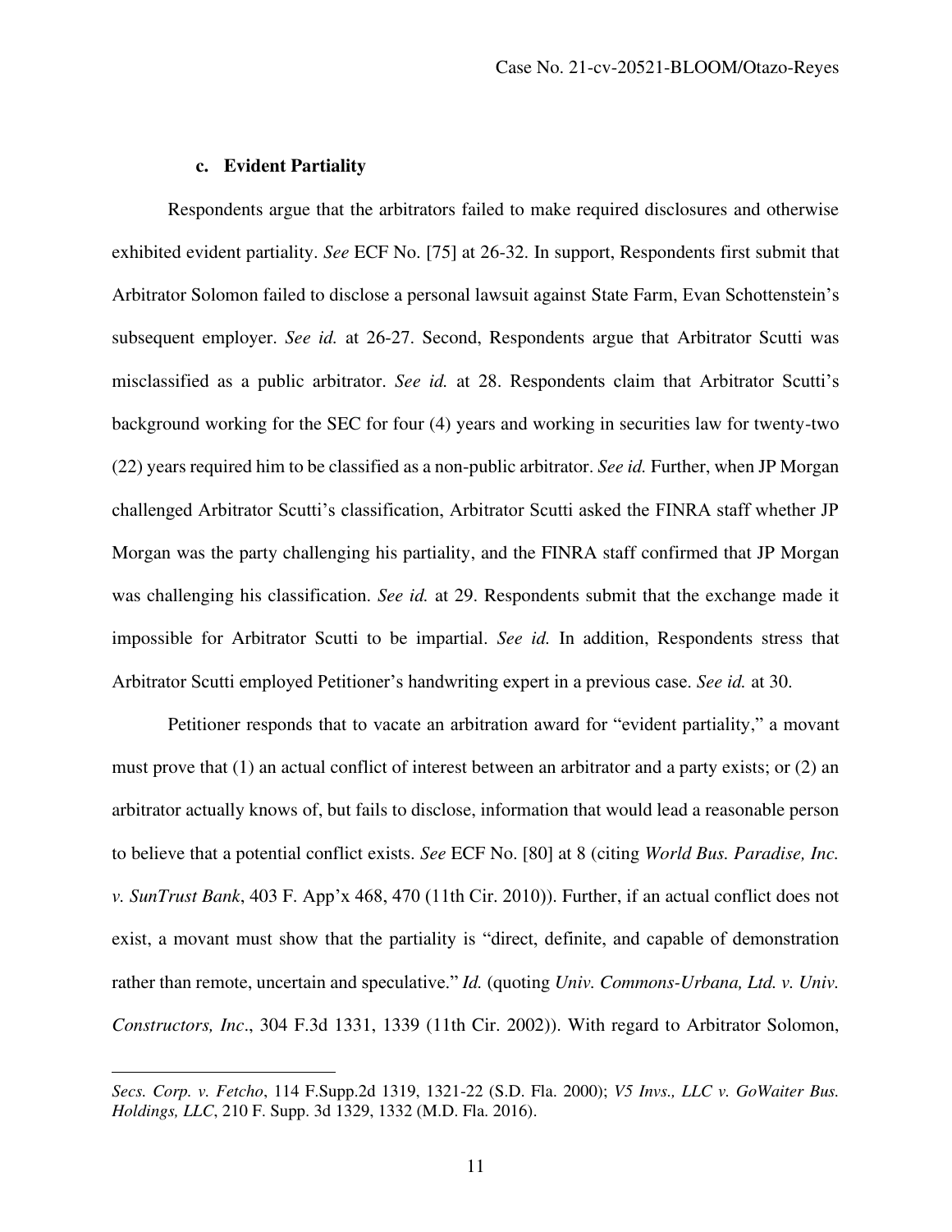#### c. Evident Partiality

Respondents argue that the arbitrators failed to make required disclosures and otherwise exhibited evident partiality. *See* ECF No. [75] at 26-32. In support, Respondents first submit that Arbitrator Solomon failed to disclose a personal lawsuit against State Farm, Evan Schottenstein's subsequent employer. *See id.* at 26-27. Second, Respondents argue that Arbitrator Scutti was misclassified as a public arbitrator. *See id.* at 28. Respondents claim that Arbitrator Scutti's background working for the SEC for four (4) years and working in securities law for twenty-two (22) years required him to be classified as a non-public arbitrator. *See id.* Further, when JP Morgan challenged Arbitrator Scutti's classification, Arbitrator Scutti asked the FINRA staff whether JP Morgan was the party challenging his partiality, and the FINRA staff confirmed that JP Morgan was challenging his classification. *See id.* at 29. Respondents submit that the exchange made it impossible for Arbitrator Scutti to be impartial. *See id.* In addition, Respondents stress that Arbitrator Scutti employed Petitioner's handwriting expert in a previous case. *See id.* at 30.

Petitioner responds that to vacate an arbitration award for "evident partiality," a movant must prove that (1) an actual conflict of interest between an arbitrator and a party exists; or (2) an arbitrator actually knows of, but fails to disclose, information that would lead a reasonable person to believe that a potential conflict exists. *See* ECF No. [80] at 8 (citing *World Bus. Paradise, Inc. v. SunTrust Bank*, 403 F. App'x 468, 470 (11th Cir. 2010)). Further, if an actual conflict does not exist, a movant must show that the partiality is "direct, definite, and capable of demonstration rather than remote, uncertain and speculative." *Id.* (quoting *Univ. Commons-Urbana, Ltd. v. Univ. Constructors, Inc*., 304 F.3d 1331, 1339 (11th Cir. 2002)). With regard to Arbitrator Solomon,

---

*Secs. Corp. v. Fetcho*, 114 F.Supp.2d 1319, 1321-22 (S.D. Fla. 2000); *V5 Invs., LLC v. GoWaiter Bus. Holdings, LLC*, 210 F. Supp. 3d 1329, 1332 (M.D. Fla. 2016).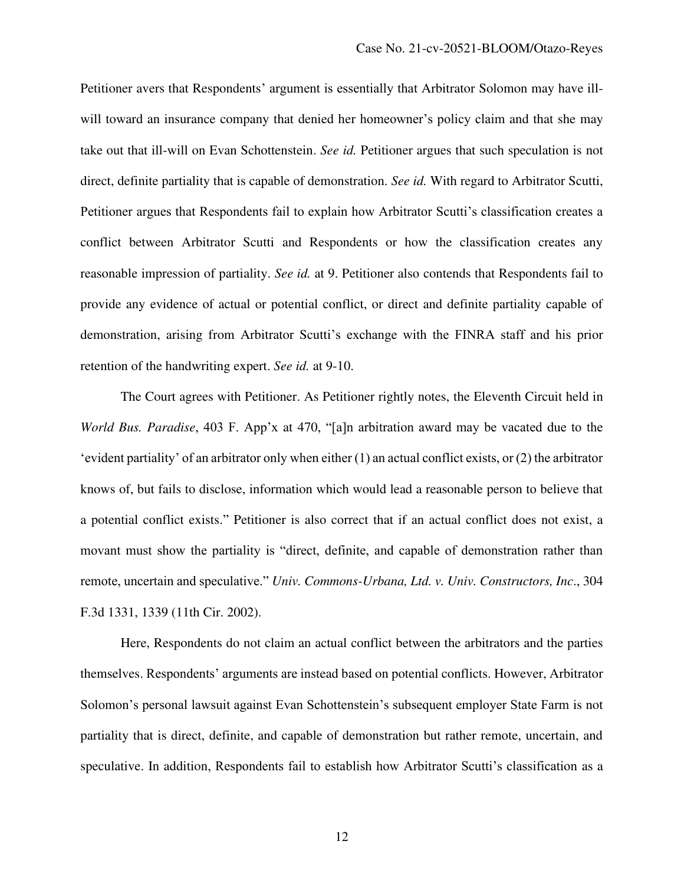Petitioner avers that Respondents' argument is essentially that Arbitrator Solomon may have ill-will toward an insurance company that denied her homeowner's policy claim and that she may take out that ill-will on Evan Schottenstein. *See id.* Petitioner argues that such speculation is not direct, definite partiality that is capable of demonstration. *See id.* With regard to Arbitrator Scutti, Petitioner argues that Respondents fail to explain how Arbitrator Scutti's classification creates a conflict between Arbitrator Scutti and Respondents or how the classification creates any reasonable impression of partiality. *See id.* at 9. Petitioner also contends that Respondents fail to provide any evidence of actual or potential conflict, or direct and definite partiality capable of demonstration, arising from Arbitrator Scutti's exchange with the FINRA staff and his prior retention of the handwriting expert. *See id.* at 9-10.

The Court agrees with Petitioner. As Petitioner rightly notes, the Eleventh Circuit held in *World Bus. Paradise*, 403 F. App'x at 470, "[a]n arbitration award may be vacated due to the 'evident partiality' of an arbitrator only when either (1) an actual conflict exists, or (2) the arbitrator knows of, but fails to disclose, information which would lead a reasonable person to believe that a potential conflict exists." Petitioner is also correct that if an actual conflict does not exist, a movant must show the partiality is "direct, definite, and capable of demonstration rather than remote, uncertain and speculative." *Univ. Commons-Urbana, Ltd. v. Univ. Constructors, Inc*., 304 F.3d 1331, 1339 (11th Cir. 2002).

Here, Respondents do not claim an actual conflict between the arbitrators and the parties themselves. Respondents' arguments are instead based on potential conflicts. However, Arbitrator Solomon's personal lawsuit against Evan Schottenstein's subsequent employer State Farm is not partiality that is direct, definite, and capable of demonstration but rather remote, uncertain, and speculative. In addition, Respondents fail to establish how Arbitrator Scutti's classification as a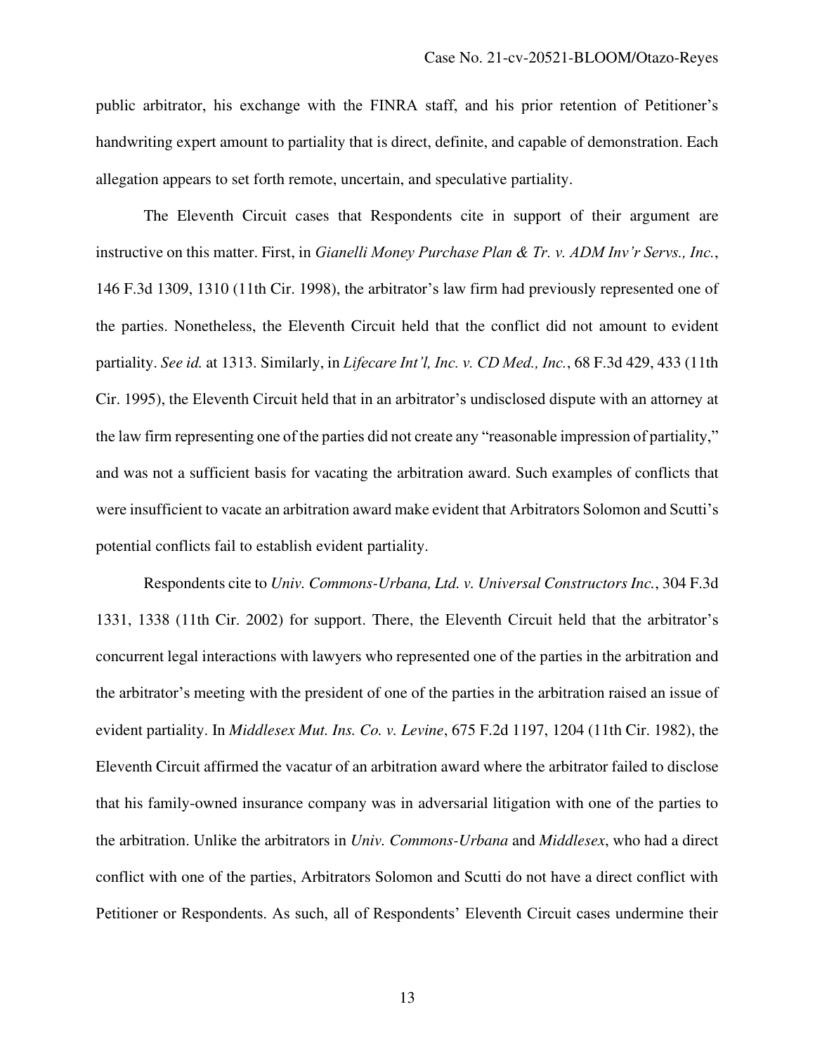public arbitrator, his exchange with the FINRA staff, and his prior retention of Petitioner's handwriting expert amount to partiality that is direct, definite, and capable of demonstration. Each allegation appears to set forth remote, uncertain, and speculative partiality.

The Eleventh Circuit cases that Respondents cite in support of their argument are instructive on this matter. First, in *Gianelli Money Purchase Plan & Tr. v. ADM Inv'r Servs., Inc.*, 146 F.3d 1309, 1310 (11th Cir. 1998), the arbitrator's law firm had previously represented one of the parties. Nonetheless, the Eleventh Circuit held that the conflict did not amount to evident partiality. *See id.* at 1313. Similarly, in *Lifecare Int'l, Inc. v. CD Med., Inc.*, 68 F.3d 429, 433 (11th Cir. 1995), the Eleventh Circuit held that in an arbitrator's undisclosed dispute with an attorney at the law firm representing one of the parties did not create any "reasonable impression of partiality," and was not a sufficient basis for vacating the arbitration award. Such examples of conflicts that were insufficient to vacate an arbitration award make evident that Arbitrators Solomon and Scutti's potential conflicts fail to establish evident partiality.

Respondents cite to *Univ. Commons-Urbana, Ltd. v. Universal Constructors Inc.*, 304 F.3d 1331, 1338 (11th Cir. 2002) for support. There, the Eleventh Circuit held that the arbitrator's concurrent legal interactions with lawyers who represented one of the parties in the arbitration and the arbitrator's meeting with the president of one of the parties in the arbitration raised an issue of evident partiality. In *Middlesex Mut. Ins. Co. v. Levine*, 675 F.2d 1197, 1204 (11th Cir. 1982), the Eleventh Circuit affirmed the vacatur of an arbitration award where the arbitrator failed to disclose that his family-owned insurance company was in adversarial litigation with one of the parties to the arbitration. Unlike the arbitrators in *Univ. Commons-Urbana* and *Middlesex*, who had a direct conflict with one of the parties, Arbitrators Solomon and Scutti do not have a direct conflict with Petitioner or Respondents. As such, all of Respondents' Eleventh Circuit cases undermine their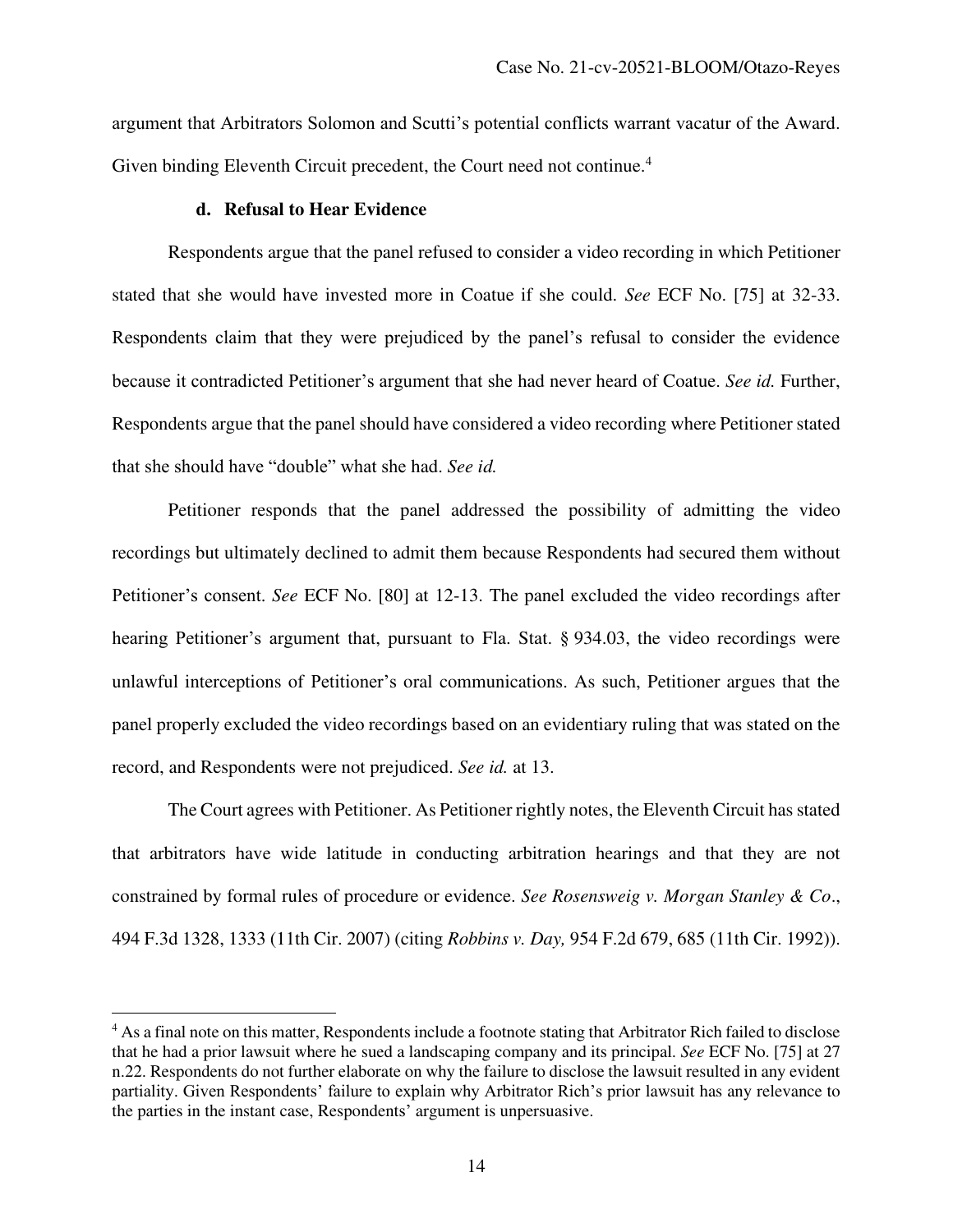argument that Arbitrators Solomon and Scutti's potential conflicts warrant vacatur of the Award. Given binding Eleventh Circuit precedent, the Court need not continue.[4]

#### d. Refusal to Hear Evidence

Respondents argue that the panel refused to consider a video recording in which Petitioner stated that she would have invested more in Coatue if she could. *See* ECF No. [75] at 32-33. Respondents claim that they were prejudiced by the panel's refusal to consider the evidence because it contradicted Petitioner's argument that she had never heard of Coatue. *See id.* Further, Respondents argue that the panel should have considered a video recording where Petitioner stated that she should have "double" what she had. *See id.*

Petitioner responds that the panel addressed the possibility of admitting the video recordings but ultimately declined to admit them because Respondents had secured them without Petitioner's consent. *See* ECF No. [80] at 12-13. The panel excluded the video recordings after hearing Petitioner's argument that, pursuant to Fla. Stat. § 934.03, the video recordings were unlawful interceptions of Petitioner's oral communications. As such, Petitioner argues that the panel properly excluded the video recordings based on an evidentiary ruling that was stated on the record, and Respondents were not prejudiced. *See id.* at 13.

The Court agrees with Petitioner. As Petitioner rightly notes, the Eleventh Circuit has stated that arbitrators have wide latitude in conducting arbitration hearings and that they are not constrained by formal rules of procedure or evidence. *See Rosensweig v. Morgan Stanley & Co*., 494 F.3d 1328, 1333 (11th Cir. 2007) (citing *Robbins v. Day,* 954 F.2d 679, 685 (11th Cir. 1992)).

[4] As a final note on this matter, Respondents include a footnote stating that Arbitrator Rich failed to disclose that he had a prior lawsuit where he sued a landscaping company and its principal. *See* ECF No. [75] at 27 n.22. Respondents do not further elaborate on why the failure to disclose the lawsuit resulted in any evident partiality. Given Respondents' failure to explain why Arbitrator Rich's prior lawsuit has any relevance to the parties in the instant case, Respondents' argument is unpersuasive.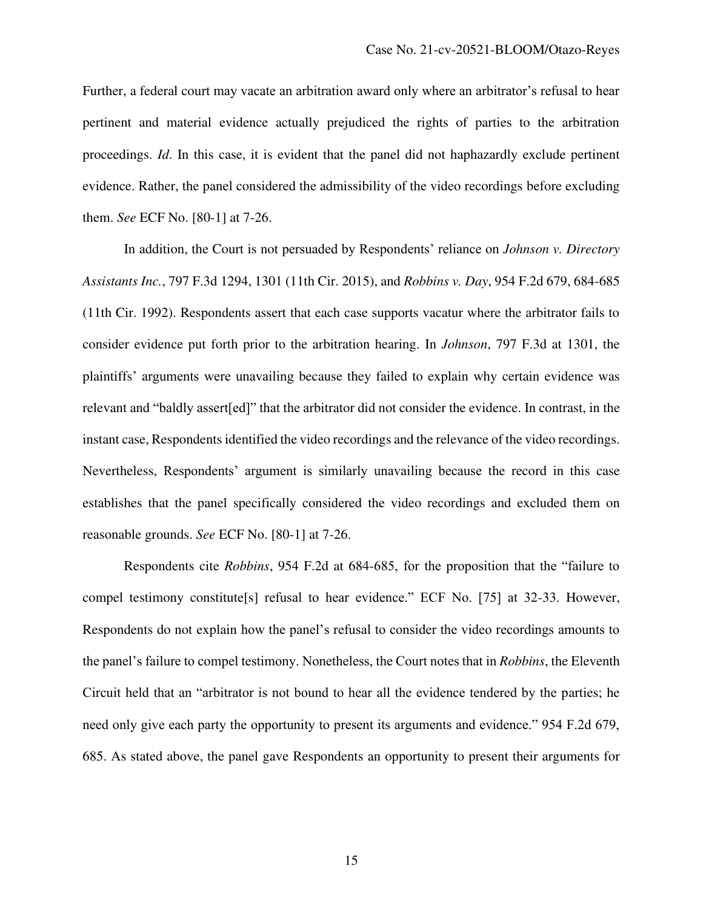Further, a federal court may vacate an arbitration award only where an arbitrator's refusal to hear pertinent and material evidence actually prejudiced the rights of parties to the arbitration proceedings. *Id*. In this case, it is evident that the panel did not haphazardly exclude pertinent evidence. Rather, the panel considered the admissibility of the video recordings before excluding them. *See* ECF No. [80-1] at 7-26.

In addition, the Court is not persuaded by Respondents' reliance on *Johnson v. Directory Assistants Inc.*, 797 F.3d 1294, 1301 (11th Cir. 2015), and *Robbins v. Day*, 954 F.2d 679, 684-685 (11th Cir. 1992). Respondents assert that each case supports vacatur where the arbitrator fails to consider evidence put forth prior to the arbitration hearing. In *Johnson*, 797 F.3d at 1301, the plaintiffs' arguments were unavailing because they failed to explain why certain evidence was relevant and "baldly assert[ed]" that the arbitrator did not consider the evidence. In contrast, in the instant case, Respondents identified the video recordings and the relevance of the video recordings. Nevertheless, Respondents' argument is similarly unavailing because the record in this case establishes that the panel specifically considered the video recordings and excluded them on reasonable grounds. *See* ECF No. [80-1] at 7-26.

Respondents cite *Robbins*, 954 F.2d at 684-685, for the proposition that the "failure to compel testimony constitute[s] refusal to hear evidence." ECF No. [75] at 32-33. However, Respondents do not explain how the panel's refusal to consider the video recordings amounts to the panel's failure to compel testimony. Nonetheless, the Court notes that in *Robbins*, the Eleventh Circuit held that an "arbitrator is not bound to hear all the evidence tendered by the parties; he need only give each party the opportunity to present its arguments and evidence." 954 F.2d 679, 685. As stated above, the panel gave Respondents an opportunity to present their arguments for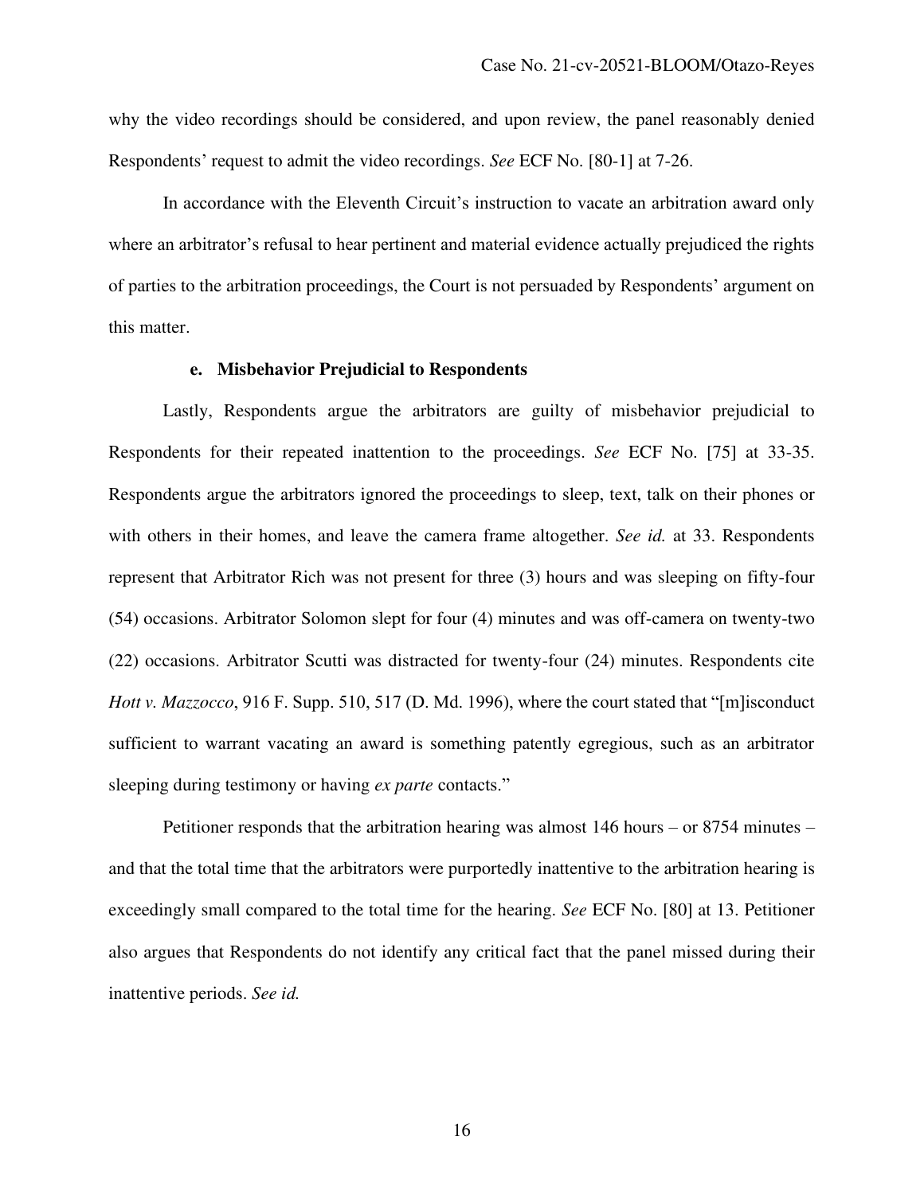why the video recordings should be considered, and upon review, the panel reasonably denied Respondents' request to admit the video recordings. *See* ECF No. [80-1] at 7-26.

In accordance with the Eleventh Circuit's instruction to vacate an arbitration award only where an arbitrator's refusal to hear pertinent and material evidence actually prejudiced the rights of parties to the arbitration proceedings, the Court is not persuaded by Respondents' argument on this matter.

**e. Misbehavior Prejudicial to Respondents**

Lastly, Respondents argue the arbitrators are guilty of misbehavior prejudicial to Respondents for their repeated inattention to the proceedings. *See* ECF No. [75] at 33-35. Respondents argue the arbitrators ignored the proceedings to sleep, text, talk on their phones or with others in their homes, and leave the camera frame altogether. *See id.* at 33. Respondents represent that Arbitrator Rich was not present for three (3) hours and was sleeping on fifty-four (54) occasions. Arbitrator Solomon slept for four (4) minutes and was off-camera on twenty-two (22) occasions. Arbitrator Scutti was distracted for twenty-four (24) minutes. Respondents cite *Hott v. Mazzocco*, 916 F. Supp. 510, 517 (D. Md. 1996), where the court stated that "[m]isconduct sufficient to warrant vacating an award is something patently egregious, such as an arbitrator sleeping during testimony or having *ex parte* contacts."

Petitioner responds that the arbitration hearing was almost 146 hours – or 8754 minutes – and that the total time that the arbitrators were purportedly inattentive to the arbitration hearing is exceedingly small compared to the total time for the hearing. *See* ECF No. [80] at 13. Petitioner also argues that Respondents do not identify any critical fact that the panel missed during their inattentive periods. *See id.*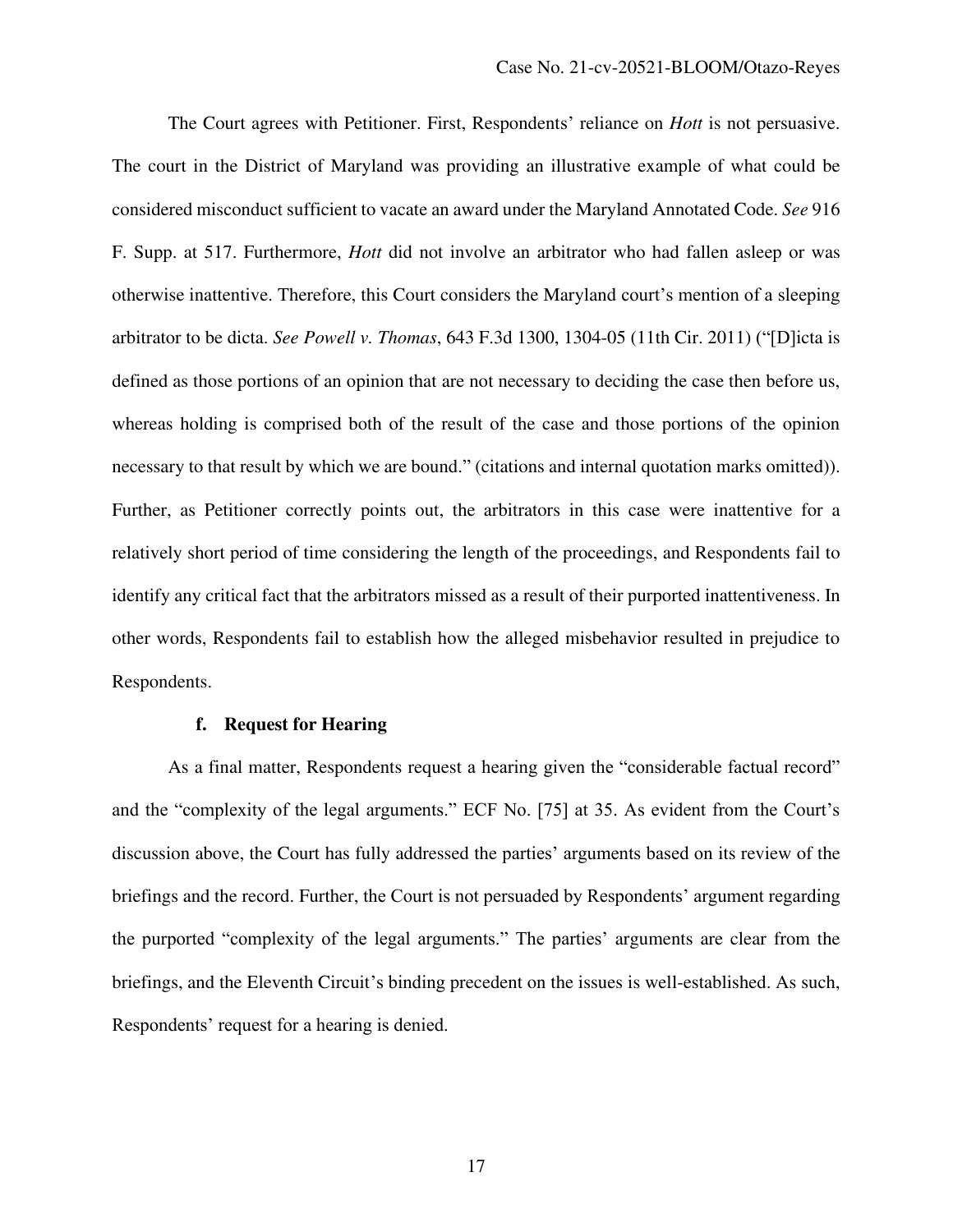The Court agrees with Petitioner. First, Respondents' reliance on *Hott* is not persuasive. The court in the District of Maryland was providing an illustrative example of what could be considered misconduct sufficient to vacate an award under the Maryland Annotated Code. *See* 916 F. Supp. at 517. Furthermore, *Hott* did not involve an arbitrator who had fallen asleep or was otherwise inattentive. Therefore, this Court considers the Maryland court's mention of a sleeping arbitrator to be dicta. *See Powell v. Thomas*, 643 F.3d 1300, 1304-05 (11th Cir. 2011) ("[D]icta is defined as those portions of an opinion that are not necessary to deciding the case then before us, whereas holding is comprised both of the result of the case and those portions of the opinion necessary to that result by which we are bound." (citations and internal quotation marks omitted)). Further, as Petitioner correctly points out, the arbitrators in this case were inattentive for a relatively short period of time considering the length of the proceedings, and Respondents fail to identify any critical fact that the arbitrators missed as a result of their purported inattentiveness. In other words, Respondents fail to establish how the alleged misbehavior resulted in prejudice to Respondents.

#### f. Request for Hearing

As a final matter, Respondents request a hearing given the "considerable factual record" and the "complexity of the legal arguments." ECF No. [75] at 35. As evident from the Court's discussion above, the Court has fully addressed the parties' arguments based on its review of the briefings and the record. Further, the Court is not persuaded by Respondents' argument regarding the purported "complexity of the legal arguments." The parties' arguments are clear from the briefings, and the Eleventh Circuit's binding precedent on the issues is well-established. As such, Respondents' request for a hearing is denied.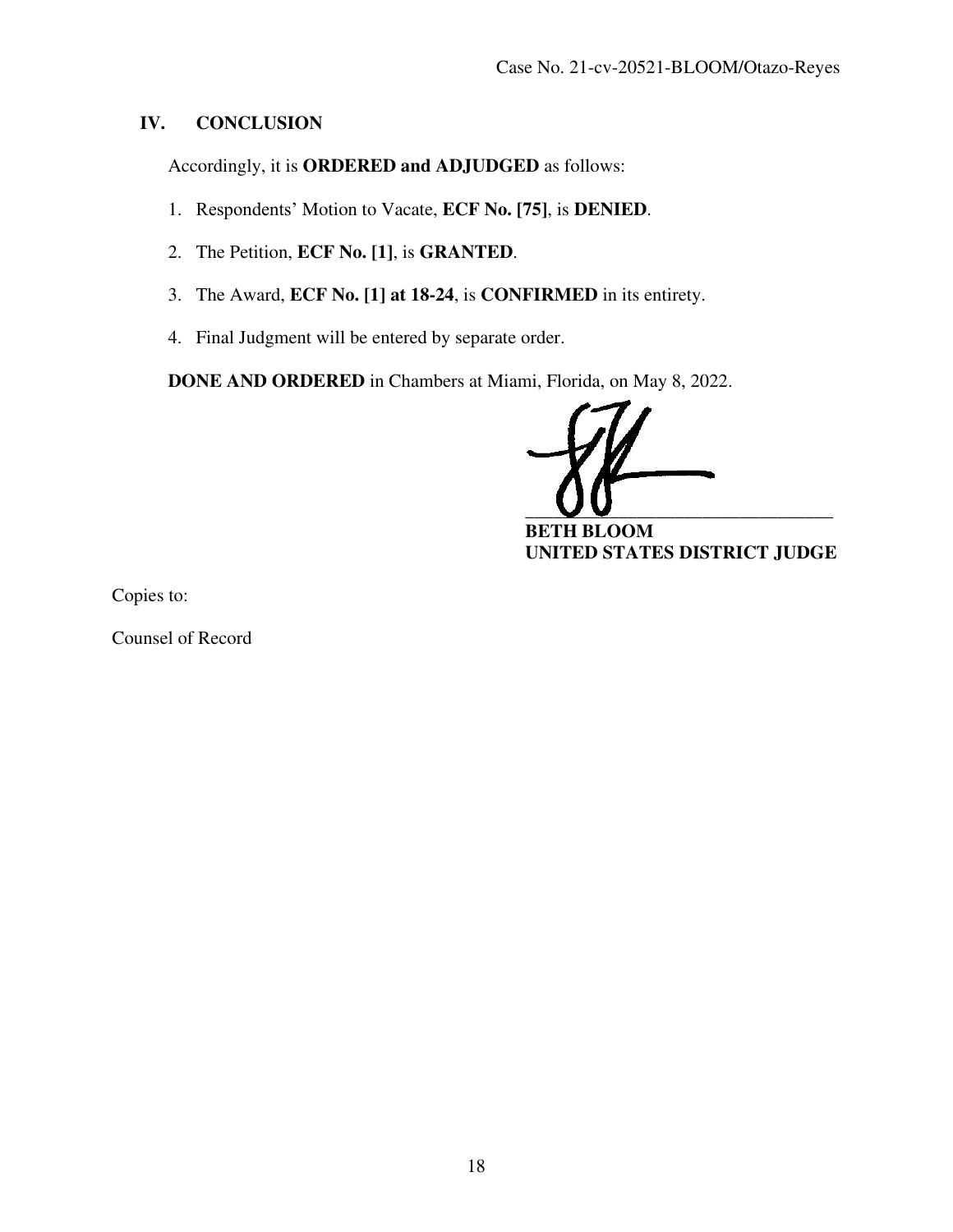## IV. CONCLUSION

Accordingly, it is **ORDERED and ADJUDGED** as follows:

1. Respondents' Motion to Vacate, **ECF No. [75]**, is **DENIED**.
2. The Petition, **ECF No. [1]**, is **GRANTED**.
3. The Award, **ECF No. [1] at 18-24**, is **CONFIRMED** in its entirety.
4. Final Judgment will be entered by separate order.

**DONE AND ORDERED** in Chambers at Miami, Florida, on May 8, 2022.

**BETH BLOOM**
**UNITED STATES DISTRICT JUDGE**

Copies to:

Counsel of Record